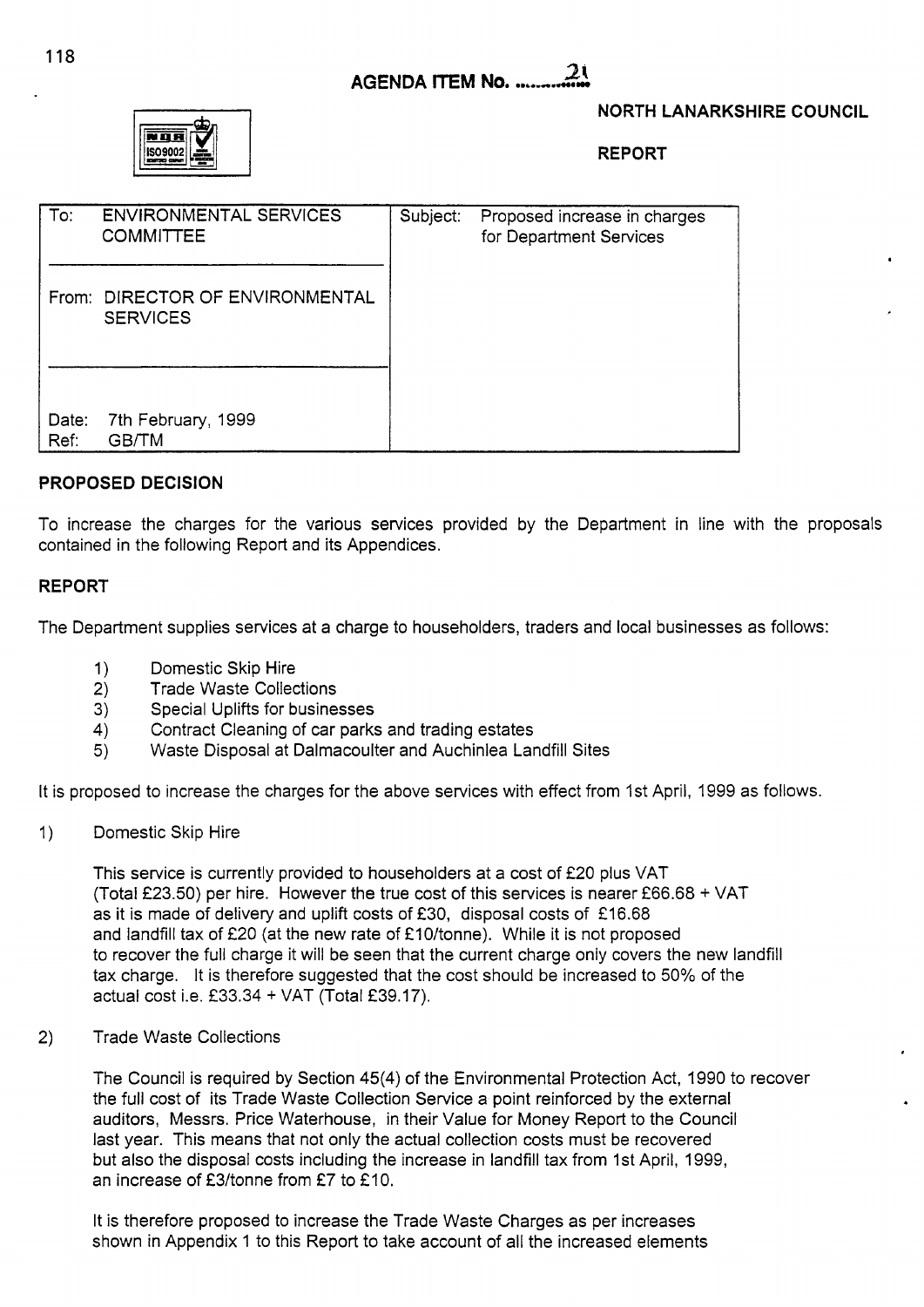**AGENDA ITEM No. 21**

**NORTH LANARKSHIRE COUNCIL**

**REPORT**

| To: ENVIRONMENTAL SERVICES COMMITTEE | Subject: Proposed increase in charges for Department Services |
|---|---|
| From: DIRECTOR OF ENVIRONMENTAL SERVICES | |
| Date: 7th February, 1999<br>Ref: GB/TM | |

## PROPOSED DECISION

To increase the charges for the various services provided by the Department in line with the proposals contained in the following Report and its Appendices.

## REPORT

The Department supplies services at a charge to householders, traders and local businesses as follows:

1) Domestic Skip Hire
2) Trade Waste Collections
3) Special Uplifts for businesses
4) Contract Cleaning of car parks and trading estates
5) Waste Disposal at Dalmacoulter and Auchinlea Landfill Sites

It is proposed to increase the charges for the above services with effect from 1st April, 1999 as follows.

1) Domestic Skip Hire

This service is currently provided to householders at a cost of £20 plus VAT (Total £23.50) per hire. However the true cost of this services is nearer £66.68 + VAT as it is made of delivery and uplift costs of £30, disposal costs of £16.68 and landfill tax of £20 (at the new rate of £10/tonne). While it is not proposed to recover the full charge it will be seen that the current charge only covers the new landfill tax charge. It is therefore suggested that the cost should be increased to 50% of the actual cost i.e. £33.34 + VAT (Total £39.17).

2) Trade Waste Collections

The Council is required by Section 45(4) of the Environmental Protection Act, 1990 to recover the full cost of its Trade Waste Collection Service a point reinforced by the external auditors, Messrs. Price Waterhouse, in their Value for Money Report to the Council last year. This means that not only the actual collection costs must be recovered but also the disposal costs including the increase in landfill tax from 1st April, 1999, an increase of £3/tonne from £7 to £10.

It is therefore proposed to increase the Trade Waste Charges as per increases shown in Appendix 1 to this Report to take account of all the increased elements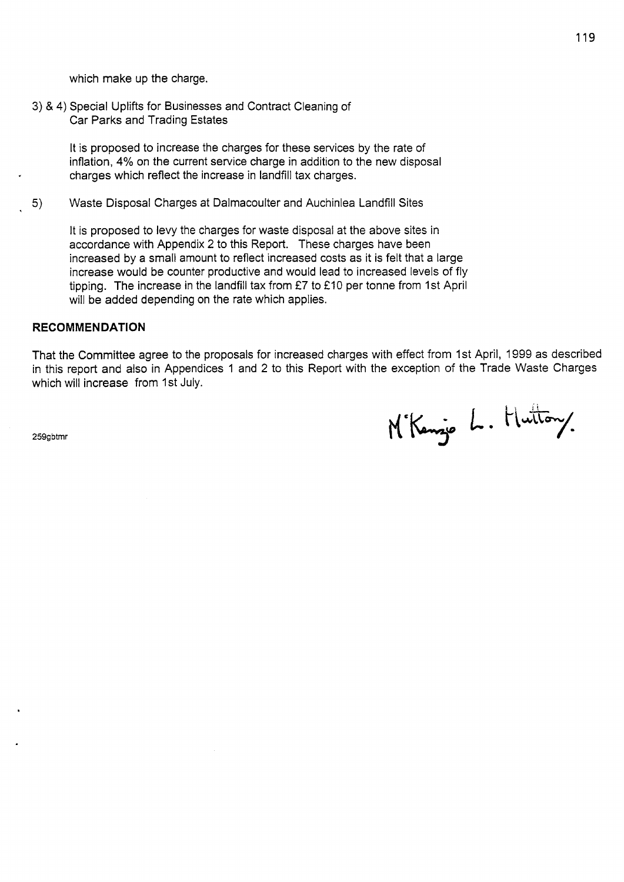which make up the charge.

3) & 4) Special Uplifts for Businesses and Contract Cleaning of Car Parks and Trading Estates

It is proposed to increase the charges for these services by the rate of inflation, 4% on the current service charge in addition to the new disposal charges which reflect the increase in landfill tax charges.

5) Waste Disposal Charges at Dalmacoulter and Auchinlea Landfill Sites

It is proposed to levy the charges for waste disposal at the above sites in accordance with Appendix 2 to this Report. These charges have been increased by a small amount to reflect increased costs as it is felt that a large increase would be counter productive and would lead to increased levels of fly tipping. The increase in the landfill tax from £7 to £10 per tonne from 1st April will be added depending on the rate which applies.

**RECOMMENDATION**

That the Committee agree to the proposals for increased charges with effect from 1st April, 1999 as described in this report and also in Appendices 1 and 2 to this Report with the exception of the Trade Waste Charges which will increase from 1st July.

M'Kenzie L. Hutton/.

259gbtmr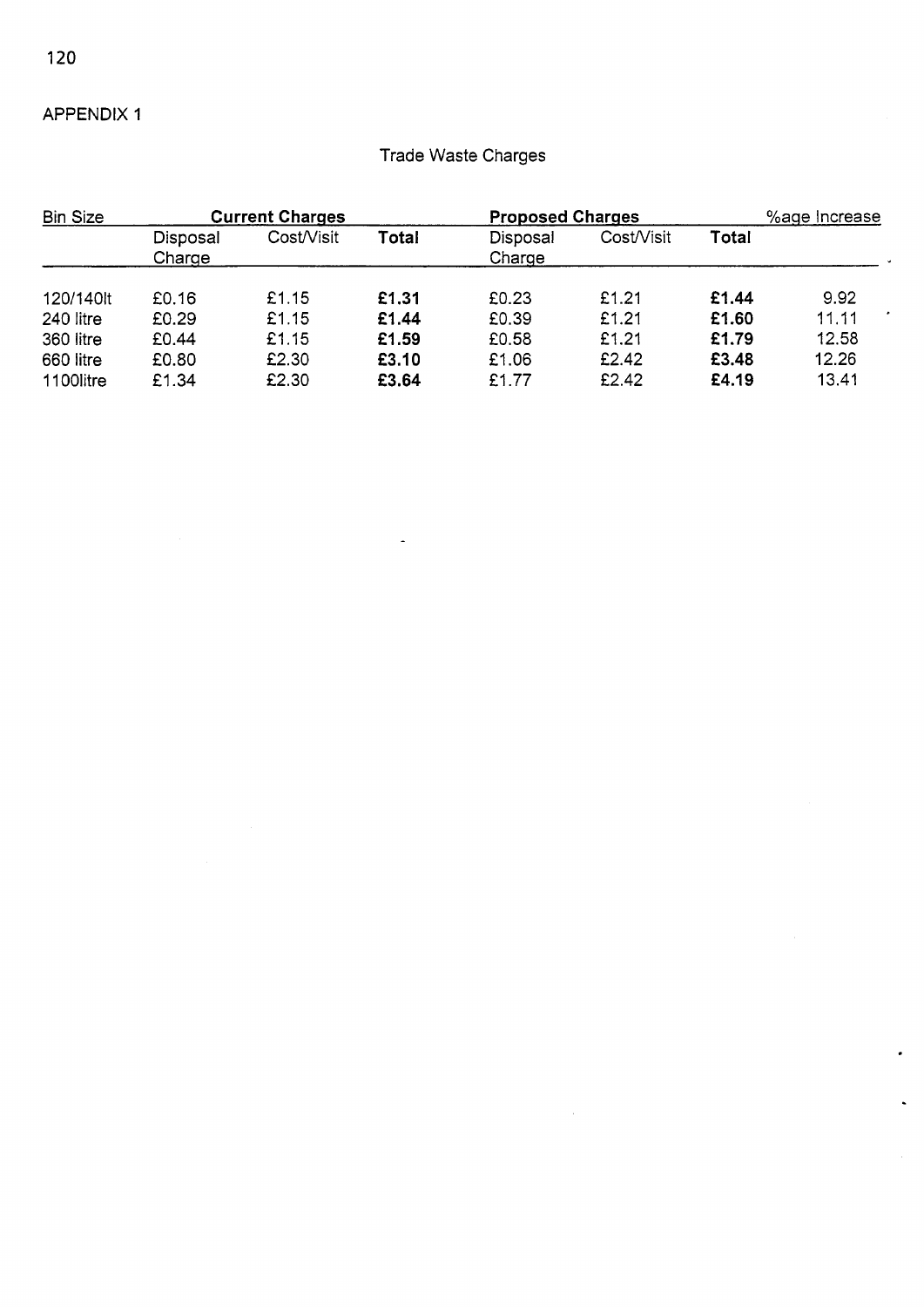APPENDIX 1

## Trade Waste Charges

| Bin Size | Current Charges | | | Proposed Charges | | | %age Increase |
|---|---|---|---|---|---|---|---|
| | Disposal Charge | Cost/Visit | **Total** | Disposal Charge | Cost/Visit | **Total** | |
| 120/140lt | £0.16 | £1.15 | **£1.31** | £0.23 | £1.21 | **£1.44** | 9.92 |
| 240 litre | £0.29 | £1.15 | **£1.44** | £0.39 | £1.21 | **£1.60** | 11.11 |
| 360 litre | £0.44 | £1.15 | **£1.59** | £0.58 | £1.21 | **£1.79** | 12.58 |
| 660 litre | £0.80 | £2.30 | **£3.10** | £1.06 | £2.42 | **£3.48** | 12.26 |
| 1100litre | £1.34 | £2.30 | **£3.64** | £1.77 | £2.42 | **£4.19** | 13.41 |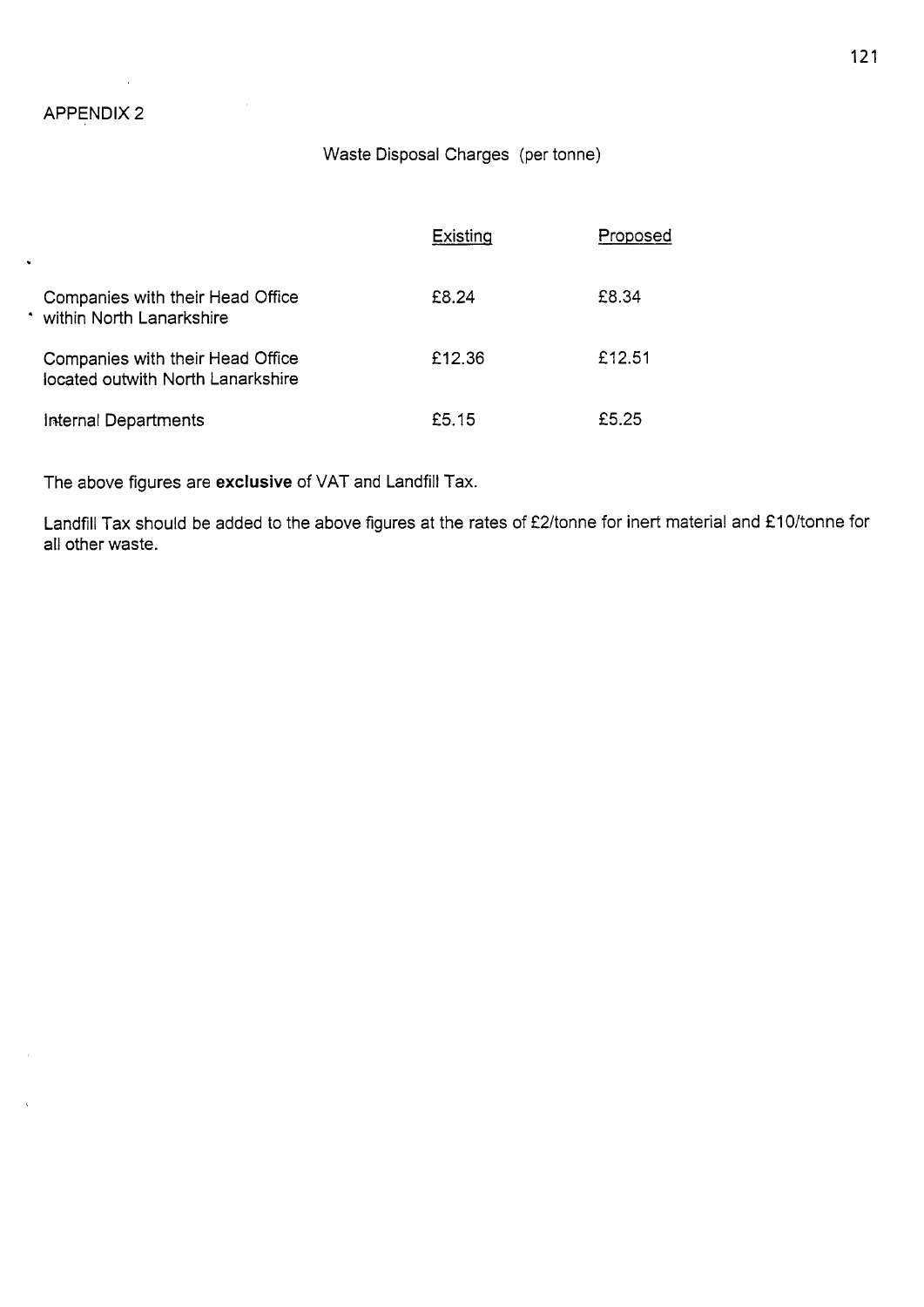APPENDIX 2

Waste Disposal Charges (per tonne)

| | Existing | Proposed |
|---|---|---|
| Companies with their Head Office within North Lanarkshire | £8.24 | £8.34 |
| Companies with their Head Office located outwith North Lanarkshire | £12.36 | £12.51 |
| Internal Departments | £5.15 | £5.25 |

The above figures are **exclusive** of VAT and Landfill Tax.

Landfill Tax should be added to the above figures at the rates of £2/tonne for inert material and £10/tonne for all other waste.